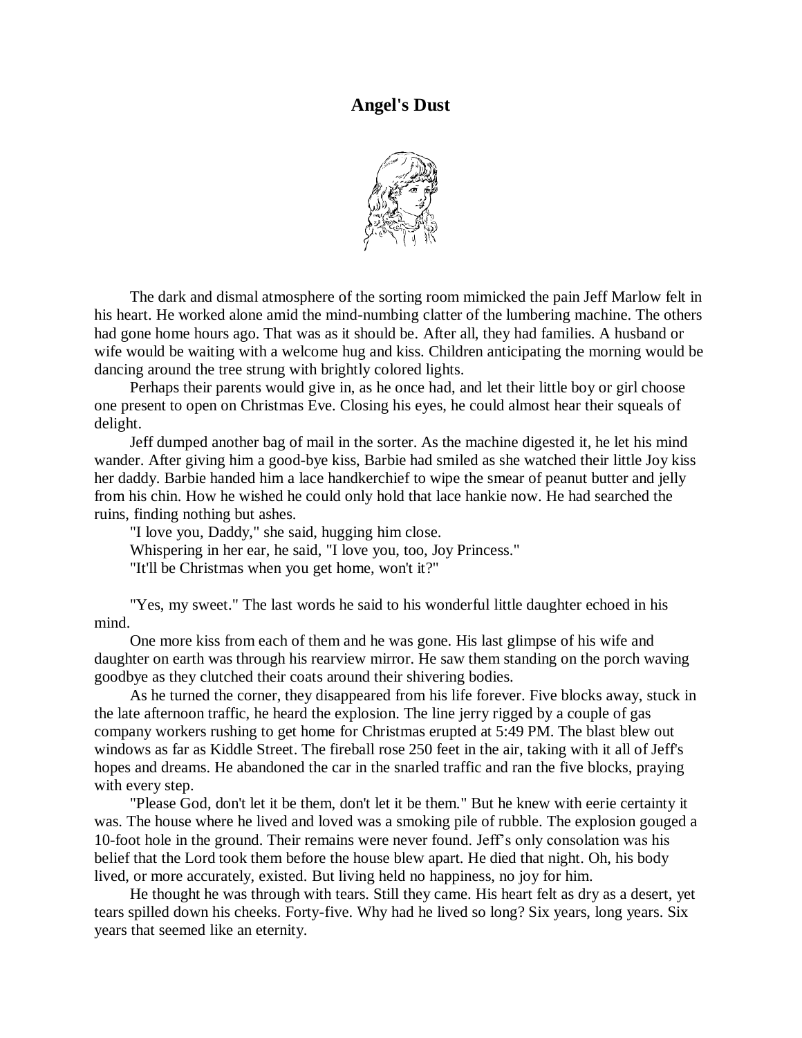# Angel's Dust

The dark and dismal atmosphere of the sorting room mimicked the pain Jeff Marlow felt in his heart. He worked alone amid the mind-numbing clatter of the lumbering machine. The others had gone home hours ago. That was as it should be. After all, they had families. A husband or wife would be waiting with a welcome hug and kiss. Children anticipating the morning would be dancing around the tree strung with brightly colored lights.

Perhaps their parents would give in, as he once had, and let their little boy or girl choose one present to open on Christmas Eve. Closing his eyes, he could almost hear their squeals of delight.

Jeff dumped another bag of mail in the sorter. As the machine digested it, he let his mind wander. After giving him a good-bye kiss, Barbie had smiled as she watched their little Joy kiss her daddy. Barbie handed him a lace handkerchief to wipe the smear of peanut butter and jelly from his chin. How he wished he could only hold that lace hankie now. He had searched the ruins, finding nothing but ashes.

"I love you, Daddy," she said, hugging him close.

Whispering in her ear, he said, "I love you, too, Joy Princess."

"It'll be Christmas when you get home, won't it?"

"Yes, my sweet." The last words he said to his wonderful little daughter echoed in his mind.

One more kiss from each of them and he was gone. His last glimpse of his wife and daughter on earth was through his rearview mirror. He saw them standing on the porch waving goodbye as they clutched their coats around their shivering bodies.

As he turned the corner, they disappeared from his life forever. Five blocks away, stuck in the late afternoon traffic, he heard the explosion. The line jerry rigged by a couple of gas company workers rushing to get home for Christmas erupted at 5:49 PM. The blast blew out windows as far as Kiddle Street. The fireball rose 250 feet in the air, taking with it all of Jeff's hopes and dreams. He abandoned the car in the snarled traffic and ran the five blocks, praying with every step.

"Please God, don't let it be them, don't let it be them." But he knew with eerie certainty it was. The house where he lived and loved was a smoking pile of rubble. The explosion gouged a 10-foot hole in the ground. Their remains were never found. Jeff's only consolation was his belief that the Lord took them before the house blew apart. He died that night. Oh, his body lived, or more accurately, existed. But living held no happiness, no joy for him.

He thought he was through with tears. Still they came. His heart felt as dry as a desert, yet tears spilled down his cheeks. Forty-five. Why had he lived so long? Six years, long years. Six years that seemed like an eternity.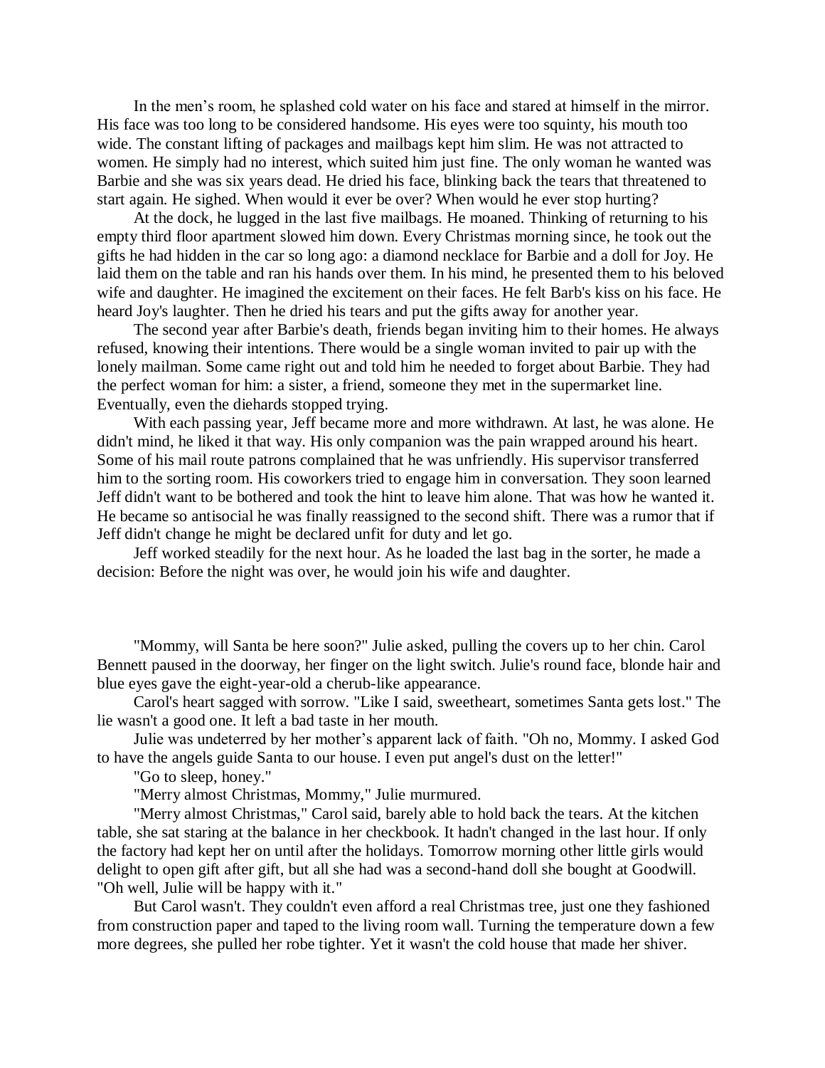In the men's room, he splashed cold water on his face and stared at himself in the mirror. His face was too long to be considered handsome. His eyes were too squinty, his mouth too wide. The constant lifting of packages and mailbags kept him slim. He was not attracted to women. He simply had no interest, which suited him just fine. The only woman he wanted was Barbie and she was six years dead. He dried his face, blinking back the tears that threatened to start again. He sighed. When would it ever be over? When would he ever stop hurting?

At the dock, he lugged in the last five mailbags. He moaned. Thinking of returning to his empty third floor apartment slowed him down. Every Christmas morning since, he took out the gifts he had hidden in the car so long ago: a diamond necklace for Barbie and a doll for Joy. He laid them on the table and ran his hands over them. In his mind, he presented them to his beloved wife and daughter. He imagined the excitement on their faces. He felt Barb's kiss on his face. He heard Joy's laughter. Then he dried his tears and put the gifts away for another year.

The second year after Barbie's death, friends began inviting him to their homes. He always refused, knowing their intentions. There would be a single woman invited to pair up with the lonely mailman. Some came right out and told him he needed to forget about Barbie. They had the perfect woman for him: a sister, a friend, someone they met in the supermarket line. Eventually, even the diehards stopped trying.

With each passing year, Jeff became more and more withdrawn. At last, he was alone. He didn't mind, he liked it that way. His only companion was the pain wrapped around his heart. Some of his mail route patrons complained that he was unfriendly. His supervisor transferred him to the sorting room. His coworkers tried to engage him in conversation. They soon learned Jeff didn't want to be bothered and took the hint to leave him alone. That was how he wanted it. He became so antisocial he was finally reassigned to the second shift. There was a rumor that if Jeff didn't change he might be declared unfit for duty and let go.

Jeff worked steadily for the next hour. As he loaded the last bag in the sorter, he made a decision: Before the night was over, he would join his wife and daughter.

"Mommy, will Santa be here soon?" Julie asked, pulling the covers up to her chin. Carol Bennett paused in the doorway, her finger on the light switch. Julie's round face, blonde hair and blue eyes gave the eight-year-old a cherub-like appearance.

Carol's heart sagged with sorrow. "Like I said, sweetheart, sometimes Santa gets lost." The lie wasn't a good one. It left a bad taste in her mouth.

Julie was undeterred by her mother's apparent lack of faith. "Oh no, Mommy. I asked God to have the angels guide Santa to our house. I even put angel's dust on the letter!"

"Go to sleep, honey."

"Merry almost Christmas, Mommy," Julie murmured.

"Merry almost Christmas," Carol said, barely able to hold back the tears. At the kitchen table, she sat staring at the balance in her checkbook. It hadn't changed in the last hour. If only the factory had kept her on until after the holidays. Tomorrow morning other little girls would delight to open gift after gift, but all she had was a second-hand doll she bought at Goodwill. "Oh well, Julie will be happy with it."

But Carol wasn't. They couldn't even afford a real Christmas tree, just one they fashioned from construction paper and taped to the living room wall. Turning the temperature down a few more degrees, she pulled her robe tighter. Yet it wasn't the cold house that made her shiver.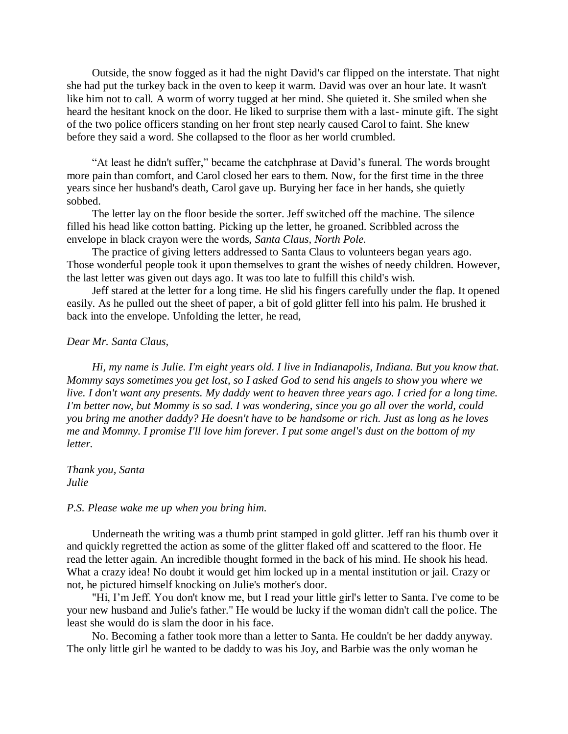Outside, the snow fogged as it had the night David's car flipped on the interstate. That night she had put the turkey back in the oven to keep it warm. David was over an hour late. It wasn't like him not to call. A worm of worry tugged at her mind. She quieted it. She smiled when she heard the hesitant knock on the door. He liked to surprise them with a last- minute gift. The sight of the two police officers standing on her front step nearly caused Carol to faint. She knew before they said a word. She collapsed to the floor as her world crumbled.

"At least he didn't suffer," became the catchphrase at David's funeral. The words brought more pain than comfort, and Carol closed her ears to them. Now, for the first time in the three years since her husband's death, Carol gave up. Burying her face in her hands, she quietly sobbed.

The letter lay on the floor beside the sorter. Jeff switched off the machine. The silence filled his head like cotton batting. Picking up the letter, he groaned. Scribbled across the envelope in black crayon were the words, *Santa Claus, North Pole.*

The practice of giving letters addressed to Santa Claus to volunteers began years ago. Those wonderful people took it upon themselves to grant the wishes of needy children. However, the last letter was given out days ago. It was too late to fulfill this child's wish.

Jeff stared at the letter for a long time. He slid his fingers carefully under the flap. It opened easily. As he pulled out the sheet of paper, a bit of gold glitter fell into his palm. He brushed it back into the envelope. Unfolding the letter, he read,

*Dear Mr. Santa Claus,*

*Hi, my name is Julie. I'm eight years old. I live in Indianapolis, Indiana. But you know that. Mommy says sometimes you get lost, so I asked God to send his angels to show you where we live. I don't want any presents. My daddy went to heaven three years ago. I cried for a long time. I'm better now, but Mommy is so sad. I was wondering, since you go all over the world, could you bring me another daddy? He doesn't have to be handsome or rich. Just as long as he loves me and Mommy. I promise I'll love him forever. I put some angel's dust on the bottom of my letter.*

*Thank you, Santa*
*Julie*

*P.S. Please wake me up when you bring him.*

Underneath the writing was a thumb print stamped in gold glitter. Jeff ran his thumb over it and quickly regretted the action as some of the glitter flaked off and scattered to the floor. He read the letter again. An incredible thought formed in the back of his mind. He shook his head. What a crazy idea! No doubt it would get him locked up in a mental institution or jail. Crazy or not, he pictured himself knocking on Julie's mother's door.

"Hi, I'm Jeff. You don't know me, but I read your little girl's letter to Santa. I've come to be your new husband and Julie's father." He would be lucky if the woman didn't call the police. The least she would do is slam the door in his face.

No. Becoming a father took more than a letter to Santa. He couldn't be her daddy anyway. The only little girl he wanted to be daddy to was his Joy, and Barbie was the only woman he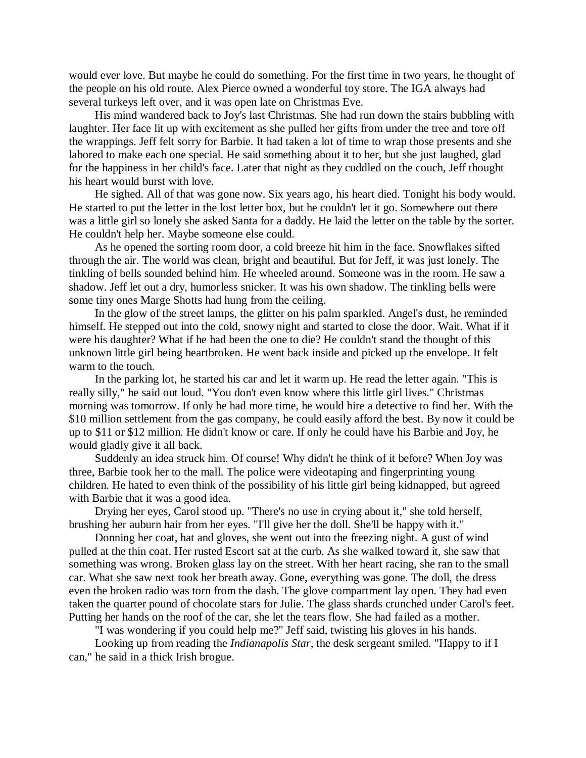would ever love. But maybe he could do something. For the first time in two years, he thought of the people on his old route. Alex Pierce owned a wonderful toy store. The IGA always had several turkeys left over, and it was open late on Christmas Eve.

His mind wandered back to Joy's last Christmas. She had run down the stairs bubbling with laughter. Her face lit up with excitement as she pulled her gifts from under the tree and tore off the wrappings. Jeff felt sorry for Barbie. It had taken a lot of time to wrap those presents and she labored to make each one special. He said something about it to her, but she just laughed, glad for the happiness in her child's face. Later that night as they cuddled on the couch, Jeff thought his heart would burst with love.

He sighed. All of that was gone now. Six years ago, his heart died. Tonight his body would. He started to put the letter in the lost letter box, but he couldn't let it go. Somewhere out there was a little girl so lonely she asked Santa for a daddy. He laid the letter on the table by the sorter. He couldn't help her. Maybe someone else could.

As he opened the sorting room door, a cold breeze hit him in the face. Snowflakes sifted through the air. The world was clean, bright and beautiful. But for Jeff, it was just lonely. The tinkling of bells sounded behind him. He wheeled around. Someone was in the room. He saw a shadow. Jeff let out a dry, humorless snicker. It was his own shadow. The tinkling bells were some tiny ones Marge Shotts had hung from the ceiling.

In the glow of the street lamps, the glitter on his palm sparkled. Angel's dust, he reminded himself. He stepped out into the cold, snowy night and started to close the door. Wait. What if it were his daughter? What if he had been the one to die? He couldn't stand the thought of this unknown little girl being heartbroken. He went back inside and picked up the envelope. It felt warm to the touch.

In the parking lot, he started his car and let it warm up. He read the letter again. "This is really silly," he said out loud. "You don't even know where this little girl lives." Christmas morning was tomorrow. If only he had more time, he would hire a detective to find her. With the $10 million settlement from the gas company, he could easily afford the best. By now it could be up to $11 or $12 million. He didn't know or care. If only he could have his Barbie and Joy, he would gladly give it all back.

Suddenly an idea struck him. Of course! Why didn't he think of it before? When Joy was three, Barbie took her to the mall. The police were videotaping and fingerprinting young children. He hated to even think of the possibility of his little girl being kidnapped, but agreed with Barbie that it was a good idea.

Drying her eyes, Carol stood up. "There's no use in crying about it," she told herself, brushing her auburn hair from her eyes. "I'll give her the doll. She'll be happy with it."

Donning her coat, hat and gloves, she went out into the freezing night. A gust of wind pulled at the thin coat. Her rusted Escort sat at the curb. As she walked toward it, she saw that something was wrong. Broken glass lay on the street. With her heart racing, she ran to the small car. What she saw next took her breath away. Gone, everything was gone. The doll, the dress even the broken radio was torn from the dash. The glove compartment lay open. They had even taken the quarter pound of chocolate stars for Julie. The glass shards crunched under Carol's feet. Putting her hands on the roof of the car, she let the tears flow. She had failed as a mother.

"I was wondering if you could help me?" Jeff said, twisting his gloves in his hands.

Looking up from reading the *Indianapolis Star*, the desk sergeant smiled. "Happy to if I can," he said in a thick Irish brogue.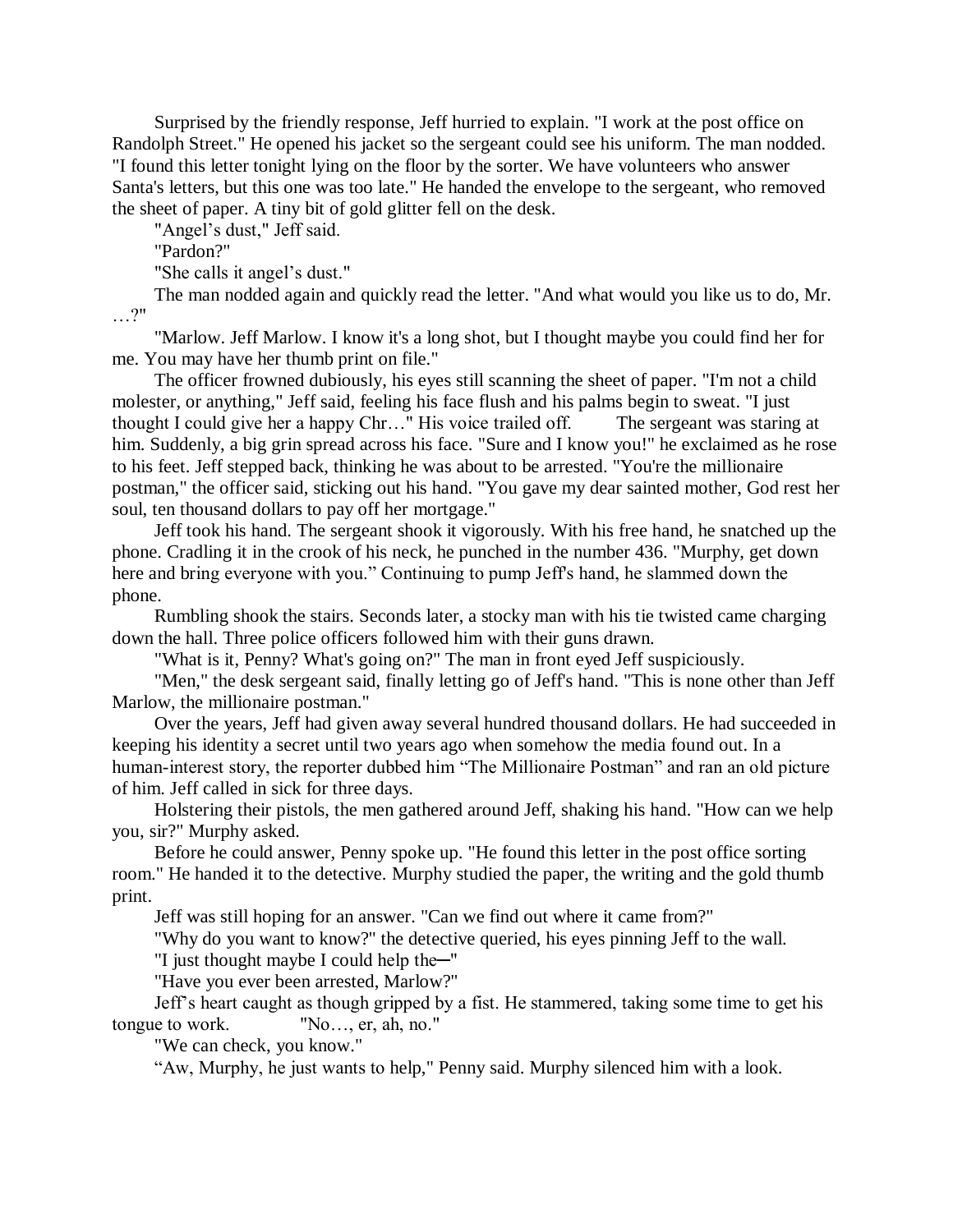Surprised by the friendly response, Jeff hurried to explain. "I work at the post office on Randolph Street." He opened his jacket so the sergeant could see his uniform. The man nodded. "I found this letter tonight lying on the floor by the sorter. We have volunteers who answer Santa's letters, but this one was too late." He handed the envelope to the sergeant, who removed the sheet of paper. A tiny bit of gold glitter fell on the desk.

"Angel's dust," Jeff said.

"Pardon?"

"She calls it angel's dust."

The man nodded again and quickly read the letter. "And what would you like us to do, Mr. …?"

"Marlow. Jeff Marlow. I know it's a long shot, but I thought maybe you could find her for me. You may have her thumb print on file."

The officer frowned dubiously, his eyes still scanning the sheet of paper. "I'm not a child molester, or anything," Jeff said, feeling his face flush and his palms begin to sweat. "I just thought I could give her a happy Chr…" His voice trailed off. The sergeant was staring at him. Suddenly, a big grin spread across his face. "Sure and I know you!" he exclaimed as he rose to his feet. Jeff stepped back, thinking he was about to be arrested. "You're the millionaire postman," the officer said, sticking out his hand. "You gave my dear sainted mother, God rest her soul, ten thousand dollars to pay off her mortgage."

Jeff took his hand. The sergeant shook it vigorously. With his free hand, he snatched up the phone. Cradling it in the crook of his neck, he punched in the number 436. "Murphy, get down here and bring everyone with you." Continuing to pump Jeff's hand, he slammed down the phone.

Rumbling shook the stairs. Seconds later, a stocky man with his tie twisted came charging down the hall. Three police officers followed him with their guns drawn.

"What is it, Penny? What's going on?" The man in front eyed Jeff suspiciously.

"Men," the desk sergeant said, finally letting go of Jeff's hand. "This is none other than Jeff Marlow, the millionaire postman."

Over the years, Jeff had given away several hundred thousand dollars. He had succeeded in keeping his identity a secret until two years ago when somehow the media found out. In a human-interest story, the reporter dubbed him "The Millionaire Postman" and ran an old picture of him. Jeff called in sick for three days.

Holstering their pistols, the men gathered around Jeff, shaking his hand. "How can we help you, sir?" Murphy asked.

Before he could answer, Penny spoke up. "He found this letter in the post office sorting room." He handed it to the detective. Murphy studied the paper, the writing and the gold thumb print.

Jeff was still hoping for an answer. "Can we find out where it came from?"

"Why do you want to know?" the detective queried, his eyes pinning Jeff to the wall.

"I just thought maybe I could help the—"

"Have you ever been arrested, Marlow?"

Jeff's heart caught as though gripped by a fist. He stammered, taking some time to get his tongue to work. "No…, er, ah, no."

"We can check, you know."

"Aw, Murphy, he just wants to help," Penny said. Murphy silenced him with a look.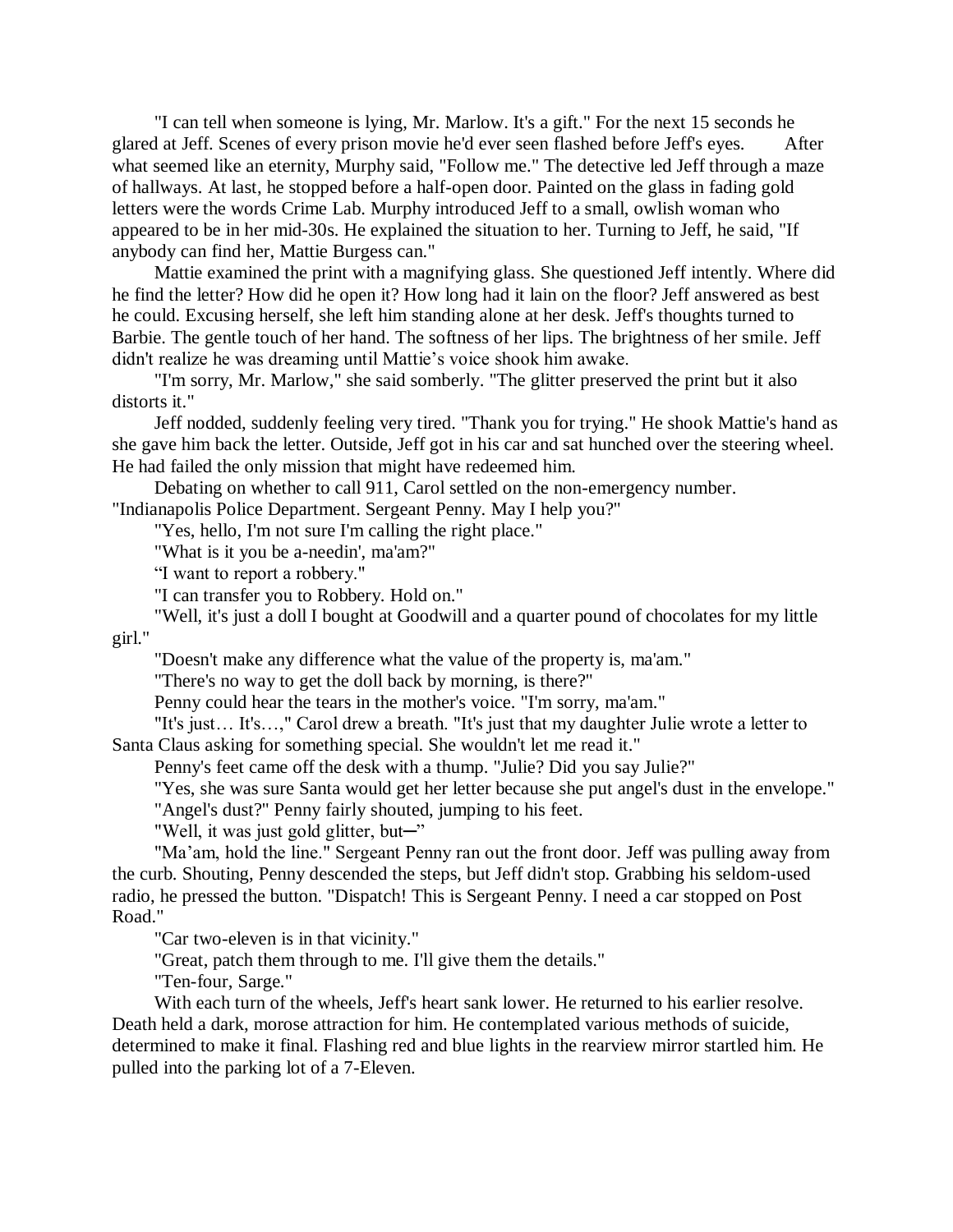"I can tell when someone is lying, Mr. Marlow. It's a gift." For the next 15 seconds he glared at Jeff. Scenes of every prison movie he'd ever seen flashed before Jeff's eyes. After what seemed like an eternity, Murphy said, "Follow me." The detective led Jeff through a maze of hallways. At last, he stopped before a half-open door. Painted on the glass in fading gold letters were the words Crime Lab. Murphy introduced Jeff to a small, owlish woman who appeared to be in her mid-30s. He explained the situation to her. Turning to Jeff, he said, "If anybody can find her, Mattie Burgess can."

Mattie examined the print with a magnifying glass. She questioned Jeff intently. Where did he find the letter? How did he open it? How long had it lain on the floor? Jeff answered as best he could. Excusing herself, she left him standing alone at her desk. Jeff's thoughts turned to Barbie. The gentle touch of her hand. The softness of her lips. The brightness of her smile. Jeff didn't realize he was dreaming until Mattie's voice shook him awake.

"I'm sorry, Mr. Marlow," she said somberly. "The glitter preserved the print but it also distorts it."

Jeff nodded, suddenly feeling very tired. "Thank you for trying." He shook Mattie's hand as she gave him back the letter. Outside, Jeff got in his car and sat hunched over the steering wheel. He had failed the only mission that might have redeemed him.

Debating on whether to call 911, Carol settled on the non-emergency number.

"Indianapolis Police Department. Sergeant Penny. May I help you?"

"Yes, hello, I'm not sure I'm calling the right place."

"What is it you be a-needin', ma'am?"

"I want to report a robbery."

"I can transfer you to Robbery. Hold on."

"Well, it's just a doll I bought at Goodwill and a quarter pound of chocolates for my little girl."

"Doesn't make any difference what the value of the property is, ma'am."

"There's no way to get the doll back by morning, is there?"

Penny could hear the tears in the mother's voice. "I'm sorry, ma'am."

"It's just… It's…," Carol drew a breath. "It's just that my daughter Julie wrote a letter to Santa Claus asking for something special. She wouldn't let me read it."

Penny's feet came off the desk with a thump. "Julie? Did you say Julie?"

"Yes, she was sure Santa would get her letter because she put angel's dust in the envelope."

"Angel's dust?" Penny fairly shouted, jumping to his feet.

"Well, it was just gold glitter, but—"

"Ma'am, hold the line." Sergeant Penny ran out the front door. Jeff was pulling away from the curb. Shouting, Penny descended the steps, but Jeff didn't stop. Grabbing his seldom-used radio, he pressed the button. "Dispatch! This is Sergeant Penny. I need a car stopped on Post Road."

"Car two-eleven is in that vicinity."

"Great, patch them through to me. I'll give them the details."

"Ten-four, Sarge."

With each turn of the wheels, Jeff's heart sank lower. He returned to his earlier resolve. Death held a dark, morose attraction for him. He contemplated various methods of suicide, determined to make it final. Flashing red and blue lights in the rearview mirror startled him. He pulled into the parking lot of a 7-Eleven.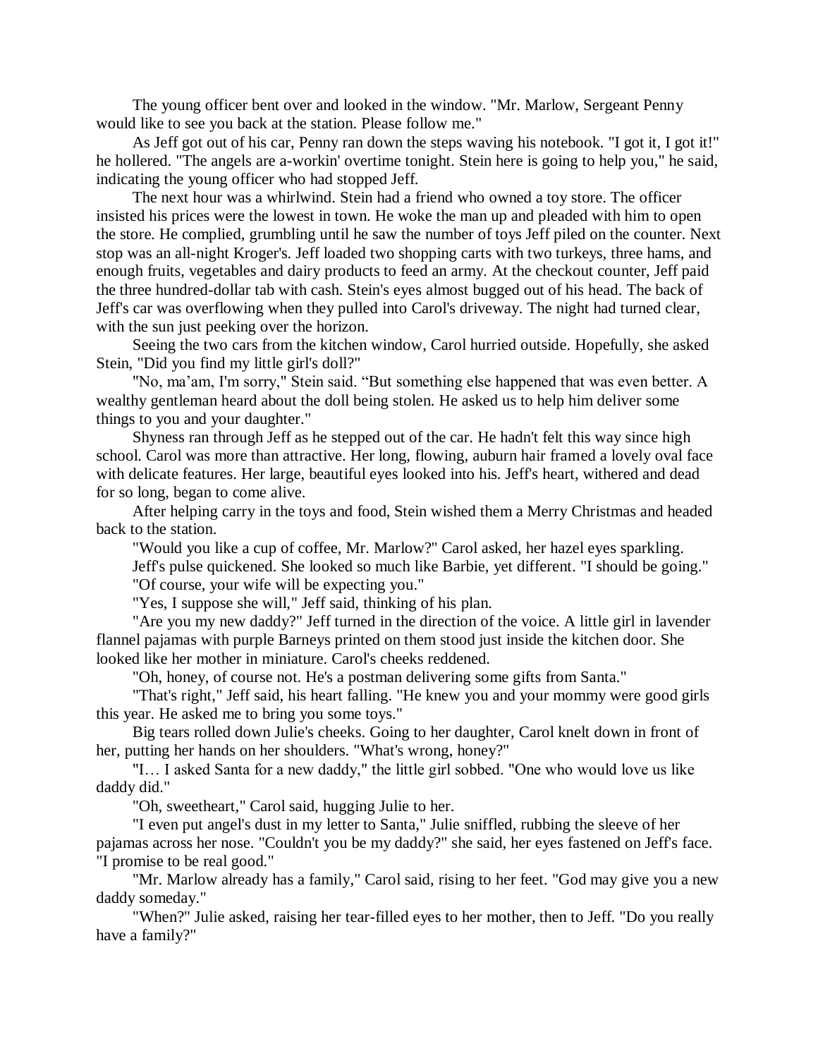The young officer bent over and looked in the window. "Mr. Marlow, Sergeant Penny would like to see you back at the station. Please follow me."

As Jeff got out of his car, Penny ran down the steps waving his notebook. "I got it, I got it!" he hollered. "The angels are a-workin' overtime tonight. Stein here is going to help you," he said, indicating the young officer who had stopped Jeff.

The next hour was a whirlwind. Stein had a friend who owned a toy store. The officer insisted his prices were the lowest in town. He woke the man up and pleaded with him to open the store. He complied, grumbling until he saw the number of toys Jeff piled on the counter. Next stop was an all-night Kroger's. Jeff loaded two shopping carts with two turkeys, three hams, and enough fruits, vegetables and dairy products to feed an army. At the checkout counter, Jeff paid the three hundred-dollar tab with cash. Stein's eyes almost bugged out of his head. The back of Jeff's car was overflowing when they pulled into Carol's driveway. The night had turned clear, with the sun just peeking over the horizon.

Seeing the two cars from the kitchen window, Carol hurried outside. Hopefully, she asked Stein, "Did you find my little girl's doll?"

"No, ma'am, I'm sorry," Stein said. "But something else happened that was even better. A wealthy gentleman heard about the doll being stolen. He asked us to help him deliver some things to you and your daughter."

Shyness ran through Jeff as he stepped out of the car. He hadn't felt this way since high school. Carol was more than attractive. Her long, flowing, auburn hair framed a lovely oval face with delicate features. Her large, beautiful eyes looked into his. Jeff's heart, withered and dead for so long, began to come alive.

After helping carry in the toys and food, Stein wished them a Merry Christmas and headed back to the station.

"Would you like a cup of coffee, Mr. Marlow?" Carol asked, her hazel eyes sparkling.

Jeff's pulse quickened. She looked so much like Barbie, yet different. "I should be going."

"Of course, your wife will be expecting you."

"Yes, I suppose she will," Jeff said, thinking of his plan.

"Are you my new daddy?" Jeff turned in the direction of the voice. A little girl in lavender flannel pajamas with purple Barneys printed on them stood just inside the kitchen door. She looked like her mother in miniature. Carol's cheeks reddened.

"Oh, honey, of course not. He's a postman delivering some gifts from Santa."

"That's right," Jeff said, his heart falling. "He knew you and your mommy were good girls this year. He asked me to bring you some toys."

Big tears rolled down Julie's cheeks. Going to her daughter, Carol knelt down in front of her, putting her hands on her shoulders. "What's wrong, honey?"

"I… I asked Santa for a new daddy," the little girl sobbed. "One who would love us like daddy did."

"Oh, sweetheart," Carol said, hugging Julie to her.

"I even put angel's dust in my letter to Santa," Julie sniffled, rubbing the sleeve of her pajamas across her nose. "Couldn't you be my daddy?" she said, her eyes fastened on Jeff's face. "I promise to be real good."

"Mr. Marlow already has a family," Carol said, rising to her feet. "God may give you a new daddy someday."

"When?" Julie asked, raising her tear-filled eyes to her mother, then to Jeff. "Do you really have a family?"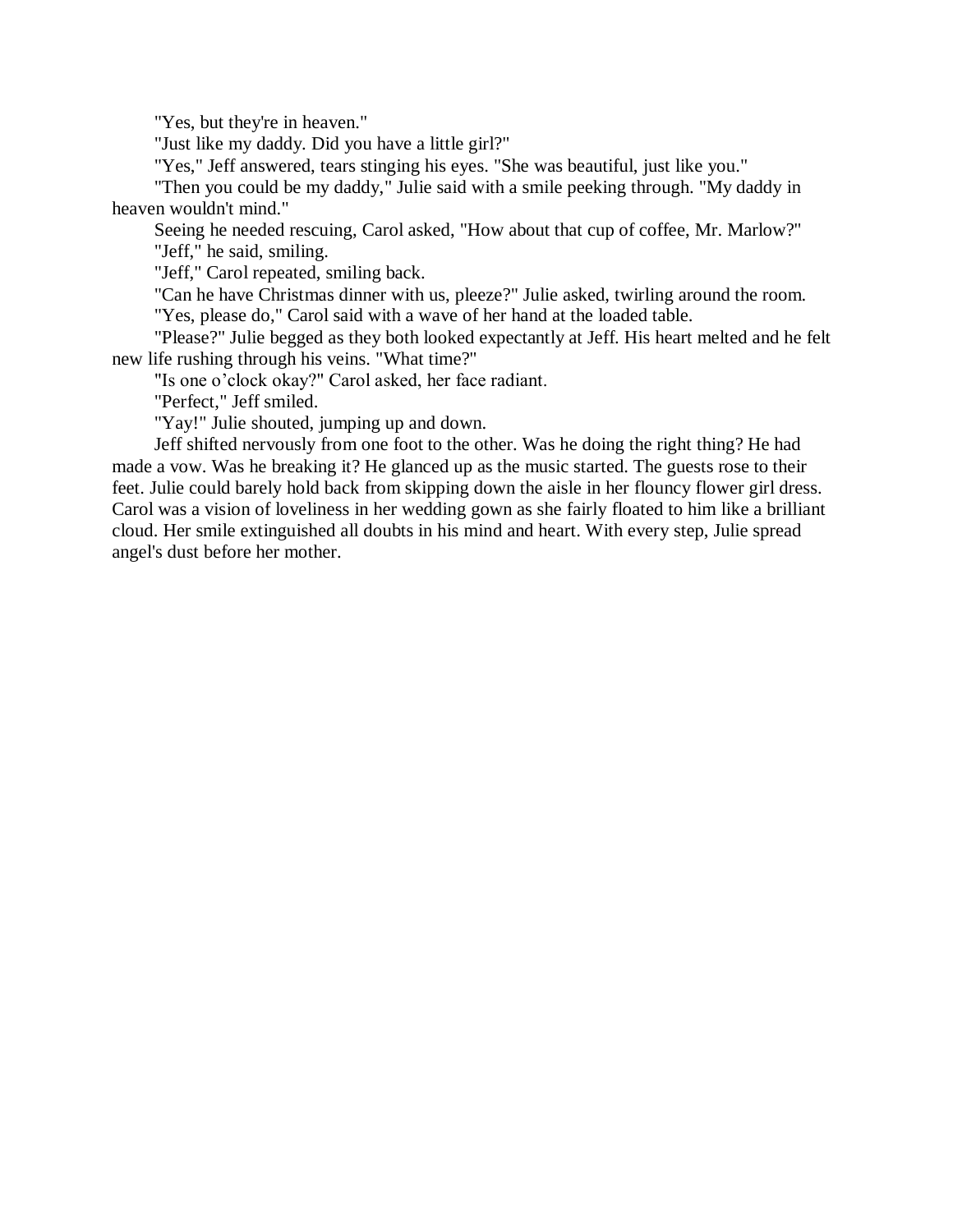"Yes, but they're in heaven."

"Just like my daddy. Did you have a little girl?"

"Yes," Jeff answered, tears stinging his eyes. "She was beautiful, just like you."

"Then you could be my daddy," Julie said with a smile peeking through. "My daddy in heaven wouldn't mind."

Seeing he needed rescuing, Carol asked, "How about that cup of coffee, Mr. Marlow?"

"Jeff," he said, smiling.

"Jeff," Carol repeated, smiling back.

"Can he have Christmas dinner with us, pleeze?" Julie asked, twirling around the room.

"Yes, please do," Carol said with a wave of her hand at the loaded table.

"Please?" Julie begged as they both looked expectantly at Jeff. His heart melted and he felt new life rushing through his veins. "What time?"

"Is one o'clock okay?" Carol asked, her face radiant.

"Perfect," Jeff smiled.

"Yay!" Julie shouted, jumping up and down.

Jeff shifted nervously from one foot to the other. Was he doing the right thing? He had made a vow. Was he breaking it? He glanced up as the music started. The guests rose to their feet. Julie could barely hold back from skipping down the aisle in her flouncy flower girl dress. Carol was a vision of loveliness in her wedding gown as she fairly floated to him like a brilliant cloud. Her smile extinguished all doubts in his mind and heart. With every step, Julie spread angel's dust before her mother.